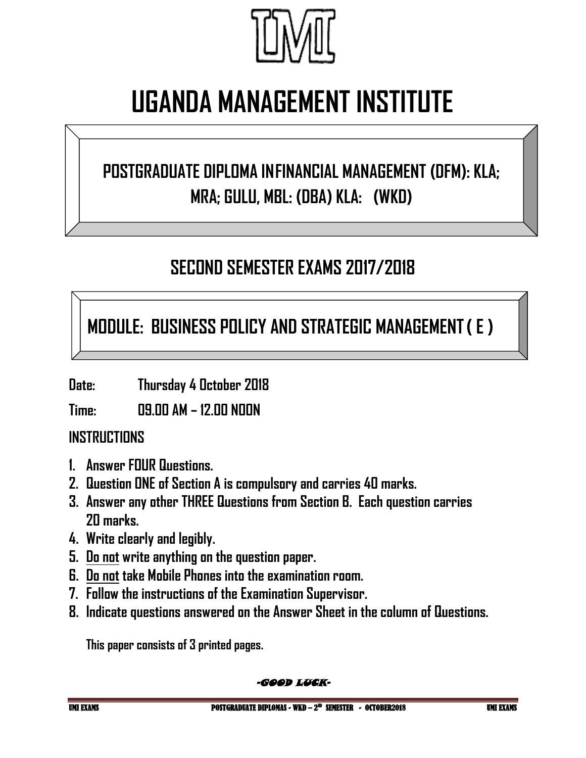# UGANDA MANAGEMENT INSTITUTE

## POSTGRADUATE DIPLOMA INFINANCIAL MANAGEMENT (DFM): KLA; MRA; GULU, MBL: (DBA) KLA: (WKD)

## SECOND SEMESTER EXAMS 2017/2018

## MODULE: BUSINESS POLICY AND STRATEGIC MANAGEMENT ( E )

**Date:** Thursday 4 October 2018

**Time:** 09.00 AM – 12.00 NOON

**INSTRUCTIONS**

1. Answer FOUR Questions.
2. Question ONE of Section A is compulsory and carries 40 marks.
3. Answer any other THREE Questions from Section B. Each question carries 20 marks.
4. Write clearly and legibly.
5. Do not write anything on the question paper.
6. Do not take Mobile Phones into the examination room.
7. Follow the instructions of the Examination Supervisor.
8. Indicate questions answered on the Answer Sheet in the column of Questions.

This paper consists of 3 printed pages.

*-GOOD LUCK-*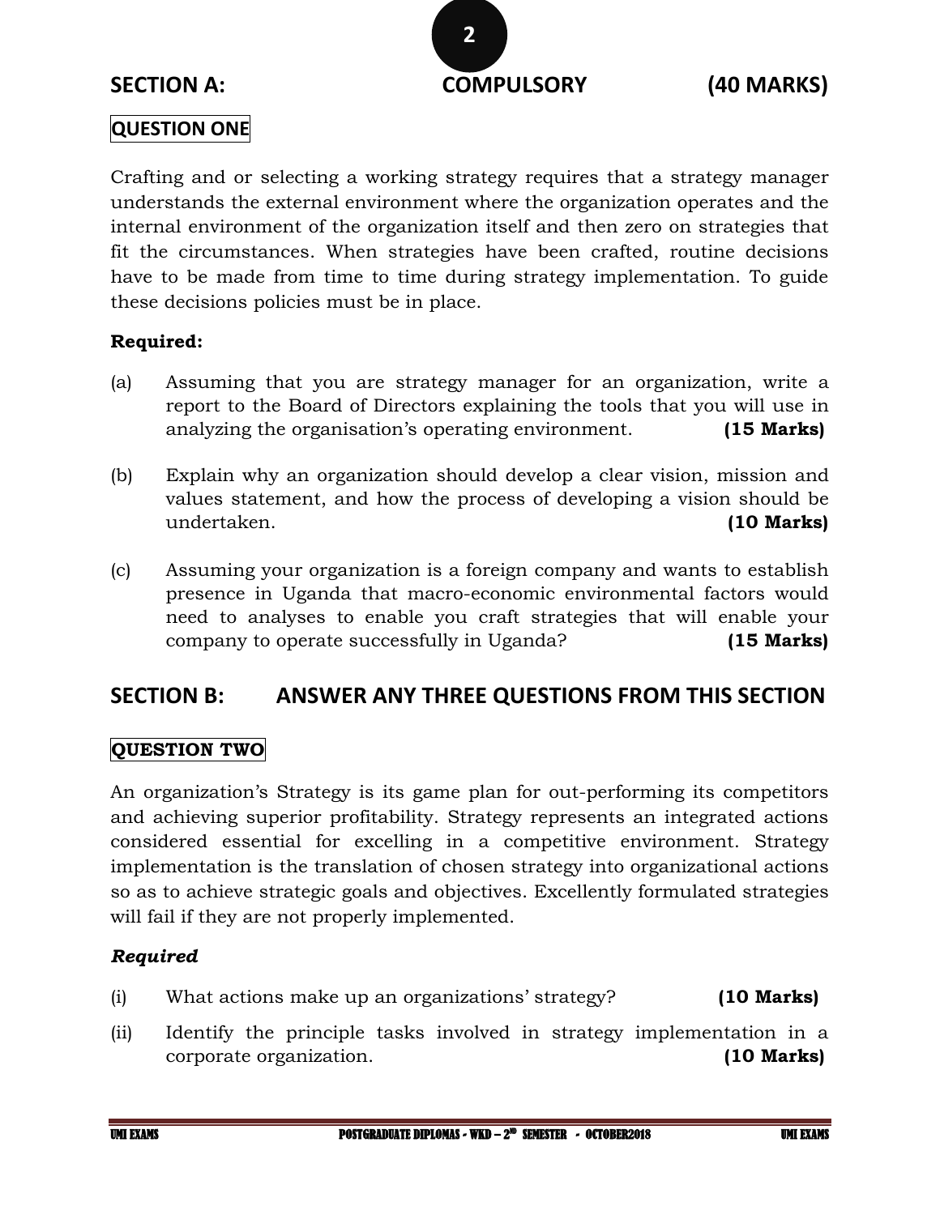## SECTION A: COMPULSORY (40 MARKS)

**QUESTION ONE**

Crafting and or selecting a working strategy requires that a strategy manager understands the external environment where the organization operates and the internal environment of the organization itself and then zero on strategies that fit the circumstances. When strategies have been crafted, routine decisions have to be made from time to time during strategy implementation. To guide these decisions policies must be in place.

**Required:**

(a) Assuming that you are strategy manager for an organization, write a report to the Board of Directors explaining the tools that you will use in analyzing the organisation's operating environment. **(15 Marks)**

(b) Explain why an organization should develop a clear vision, mission and values statement, and how the process of developing a vision should be undertaken. **(10 Marks)**

(c) Assuming your organization is a foreign company and wants to establish presence in Uganda that macro-economic environmental factors would need to analyses to enable you craft strategies that will enable your company to operate successfully in Uganda? **(15 Marks)**

## SECTION B: ANSWER ANY THREE QUESTIONS FROM THIS SECTION

**QUESTION TWO**

An organization's Strategy is its game plan for out-performing its competitors and achieving superior profitability. Strategy represents an integrated actions considered essential for excelling in a competitive environment. Strategy implementation is the translation of chosen strategy into organizational actions so as to achieve strategic goals and objectives. Excellently formulated strategies will fail if they are not properly implemented.

***Required***

(i) What actions make up an organizations' strategy? **(10 Marks)**

(ii) Identify the principle tasks involved in strategy implementation in a corporate organization. **(10 Marks)**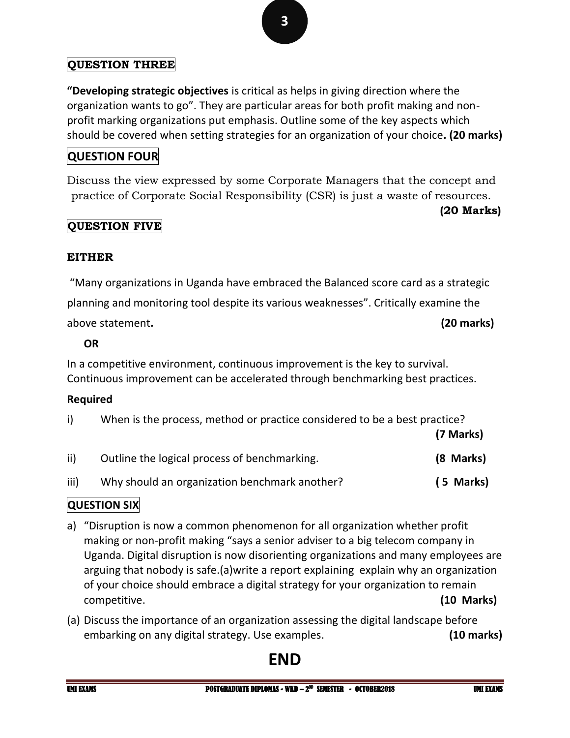## QUESTION THREE

**"Developing strategic objectives** is critical as helps in giving direction where the organization wants to go". They are particular areas for both profit making and non-profit marking organizations put emphasis. Outline some of the key aspects which should be covered when setting strategies for an organization of your choice**. (20 marks)**

## QUESTION FOUR

Discuss the view expressed by some Corporate Managers that the concept and practice of Corporate Social Responsibility (CSR) is just a waste of resources.

**(20 Marks)**

## QUESTION FIVE

**EITHER**

"Many organizations in Uganda have embraced the Balanced score card as a strategic planning and monitoring tool despite its various weaknesses". Critically examine the above statement**.** **(20 marks)**

**OR**

In a competitive environment, continuous improvement is the key to survival. Continuous improvement can be accelerated through benchmarking best practices.

**Required**

i) When is the process, method or practice considered to be a best practice? **(7 Marks)**

ii) Outline the logical process of benchmarking. **(8 Marks)**

iii) Why should an organization benchmark another? **( 5 Marks)**

## QUESTION SIX

a) "Disruption is now a common phenomenon for all organization whether profit making or non-profit making "says a senior adviser to a big telecom company in Uganda. Digital disruption is now disorienting organizations and many employees are arguing that nobody is safe.(a)write a report explaining explain why an organization of your choice should embrace a digital strategy for your organization to remain competitive. **(10 Marks)**

(a) Discuss the importance of an organization assessing the digital landscape before embarking on any digital strategy. Use examples. **(10 marks)**

# END